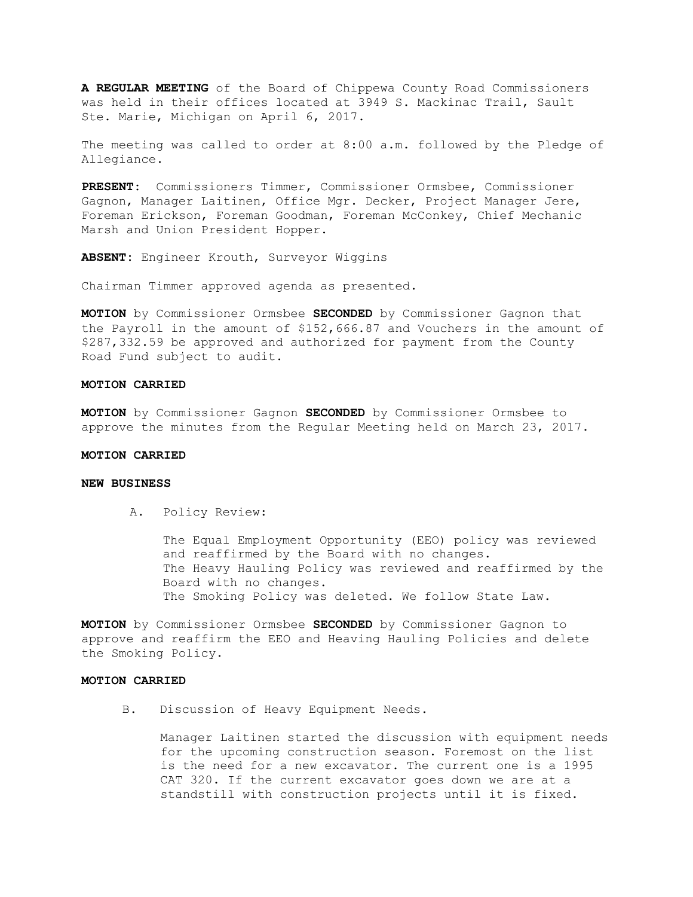**A REGULAR MEETING** of the Board of Chippewa County Road Commissioners was held in their offices located at 3949 S. Mackinac Trail, Sault Ste. Marie, Michigan on April 6, 2017.

The meeting was called to order at 8:00 a.m. followed by the Pledge of Allegiance.

**PRESENT**: Commissioners Timmer, Commissioner Ormsbee, Commissioner Gagnon, Manager Laitinen, Office Mgr. Decker, Project Manager Jere, Foreman Erickson, Foreman Goodman, Foreman McConkey, Chief Mechanic Marsh and Union President Hopper.

**ABSENT**: Engineer Krouth, Surveyor Wiggins

Chairman Timmer approved agenda as presented.

**MOTION** by Commissioner Ormsbee **SECONDED** by Commissioner Gagnon that the Payroll in the amount of $152,666.87 and Vouchers in the amount of $287,332.59 be approved and authorized for payment from the County Road Fund subject to audit.

**MOTION CARRIED**

**MOTION** by Commissioner Gagnon **SECONDED** by Commissioner Ormsbee to approve the minutes from the Regular Meeting held on March 23, 2017.

**MOTION CARRIED**

**NEW BUSINESS**

A. Policy Review:

The Equal Employment Opportunity (EEO) policy was reviewed and reaffirmed by the Board with no changes.
The Heavy Hauling Policy was reviewed and reaffirmed by the Board with no changes.
The Smoking Policy was deleted. We follow State Law.

**MOTION** by Commissioner Ormsbee **SECONDED** by Commissioner Gagnon to approve and reaffirm the EEO and Heaving Hauling Policies and delete the Smoking Policy.

**MOTION CARRIED**

B. Discussion of Heavy Equipment Needs.

Manager Laitinen started the discussion with equipment needs for the upcoming construction season. Foremost on the list is the need for a new excavator. The current one is a 1995 CAT 320. If the current excavator goes down we are at a standstill with construction projects until it is fixed.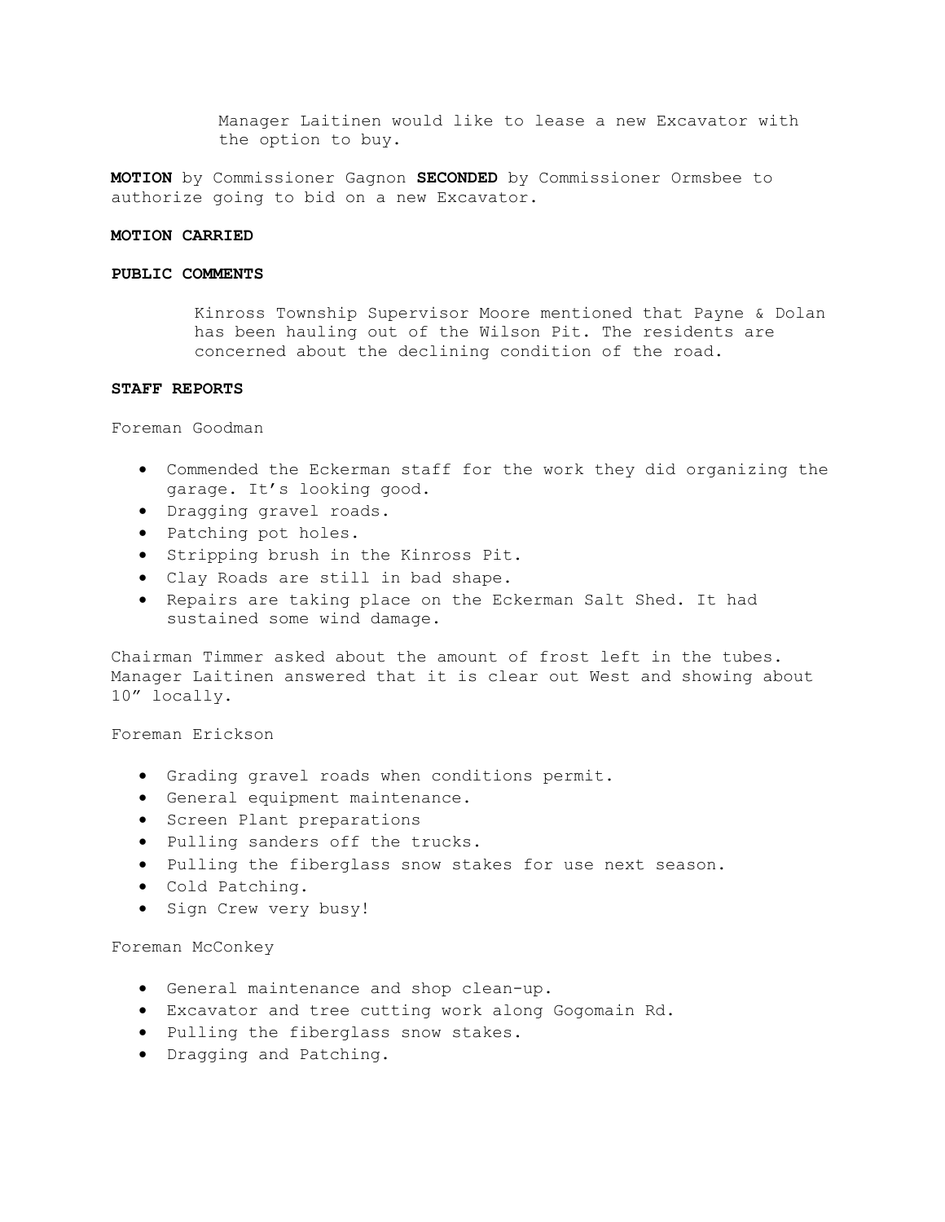Manager Laitinen would like to lease a new Excavator with the option to buy.

**MOTION** by Commissioner Gagnon **SECONDED** by Commissioner Ormsbee to authorize going to bid on a new Excavator.

**MOTION CARRIED**

**PUBLIC COMMENTS**

Kinross Township Supervisor Moore mentioned that Payne & Dolan has been hauling out of the Wilson Pit. The residents are concerned about the declining condition of the road.

**STAFF REPORTS**

Foreman Goodman

- Commended the Eckerman staff for the work they did organizing the garage. It's looking good.
- Dragging gravel roads.
- Patching pot holes.
- Stripping brush in the Kinross Pit.
- Clay Roads are still in bad shape.
- Repairs are taking place on the Eckerman Salt Shed. It had sustained some wind damage.

Chairman Timmer asked about the amount of frost left in the tubes. Manager Laitinen answered that it is clear out West and showing about 10" locally.

Foreman Erickson

- Grading gravel roads when conditions permit.
- General equipment maintenance.
- Screen Plant preparations
- Pulling sanders off the trucks.
- Pulling the fiberglass snow stakes for use next season.
- Cold Patching.
- Sign Crew very busy!

Foreman McConkey

- General maintenance and shop clean-up.
- Excavator and tree cutting work along Gogomain Rd.
- Pulling the fiberglass snow stakes.
- Dragging and Patching.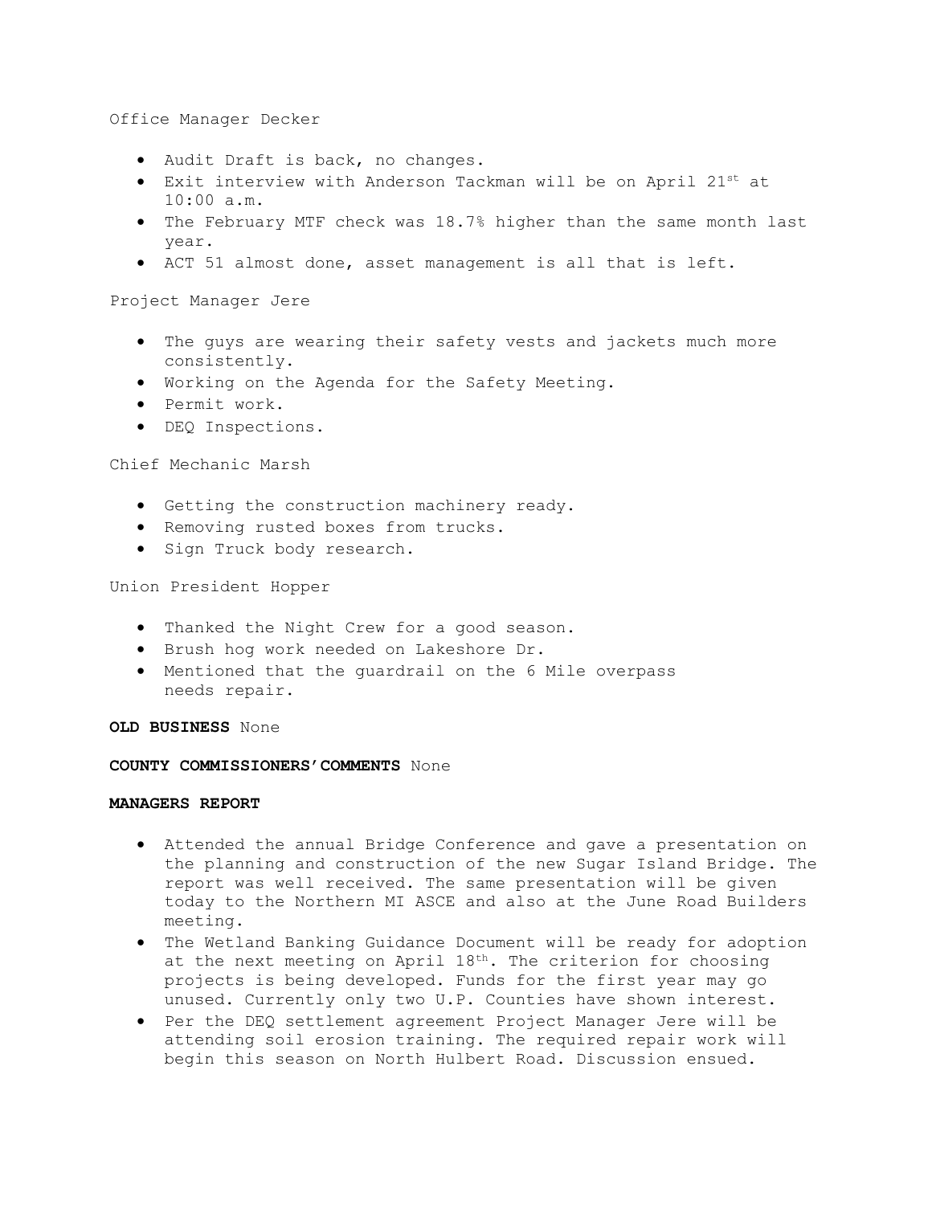Office Manager Decker

- Audit Draft is back, no changes.
- Exit interview with Anderson Tackman will be on April 21st at 10:00 a.m.
- The February MTF check was 18.7% higher than the same month last year.
- ACT 51 almost done, asset management is all that is left.

Project Manager Jere

- The guys are wearing their safety vests and jackets much more consistently.
- Working on the Agenda for the Safety Meeting.
- Permit work.
- DEQ Inspections.

Chief Mechanic Marsh

- Getting the construction machinery ready.
- Removing rusted boxes from trucks.
- Sign Truck body research.

Union President Hopper

- Thanked the Night Crew for a good season.
- Brush hog work needed on Lakeshore Dr.
- Mentioned that the guardrail on the 6 Mile overpass needs repair.

**OLD BUSINESS** None

**COUNTY COMMISSIONERS'COMMENTS** None

**MANAGERS REPORT**

- Attended the annual Bridge Conference and gave a presentation on the planning and construction of the new Sugar Island Bridge. The report was well received. The same presentation will be given today to the Northern MI ASCE and also at the June Road Builders meeting.
- The Wetland Banking Guidance Document will be ready for adoption at the next meeting on April 18th. The criterion for choosing projects is being developed. Funds for the first year may go unused. Currently only two U.P. Counties have shown interest.
- Per the DEQ settlement agreement Project Manager Jere will be attending soil erosion training. The required repair work will begin this season on North Hulbert Road. Discussion ensued.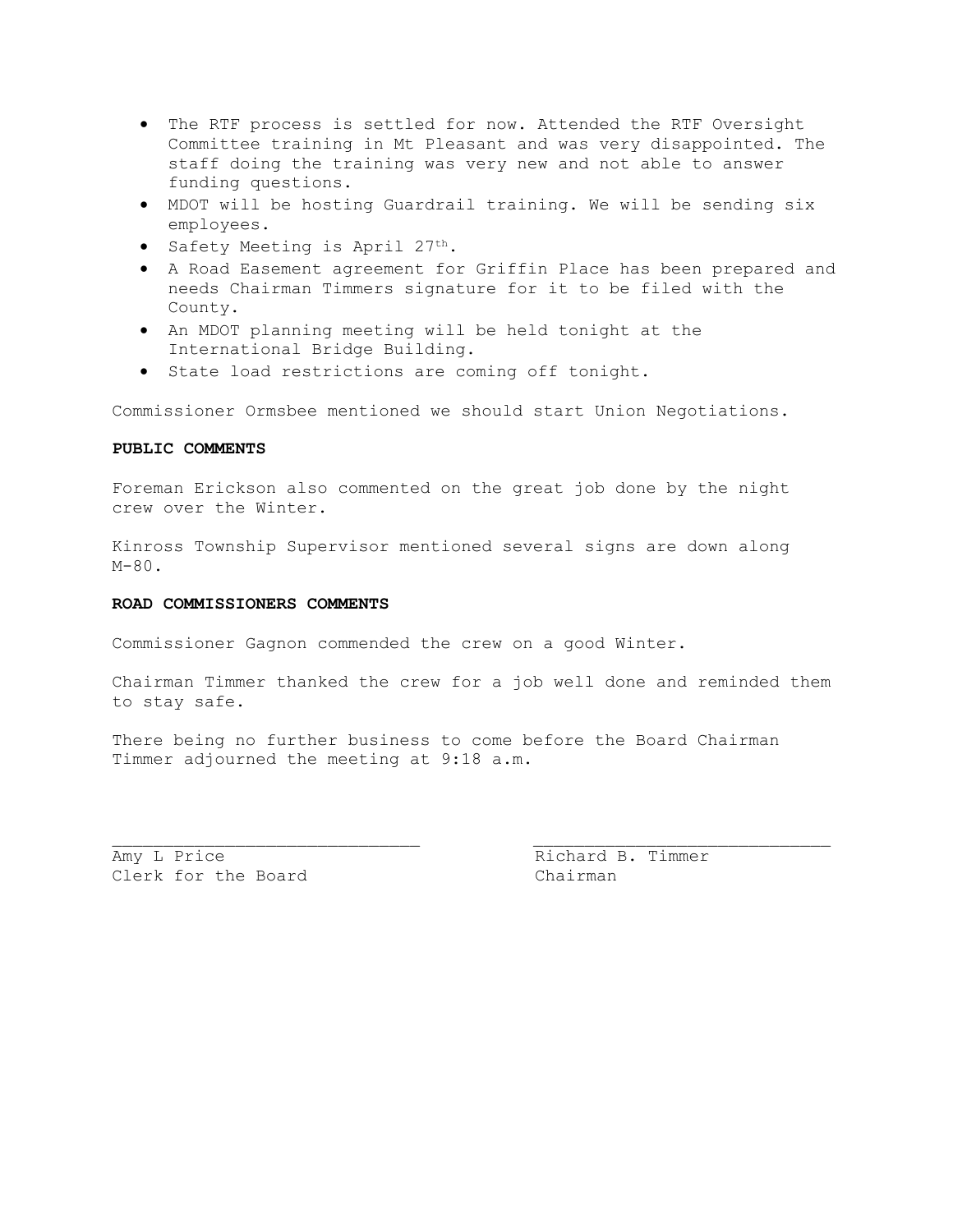- The RTF process is settled for now. Attended the RTF Oversight Committee training in Mt Pleasant and was very disappointed. The staff doing the training was very new and not able to answer funding questions.
- MDOT will be hosting Guardrail training. We will be sending six employees.
- Safety Meeting is April 27th.
- A Road Easement agreement for Griffin Place has been prepared and needs Chairman Timmers signature for it to be filed with the County.
- An MDOT planning meeting will be held tonight at the International Bridge Building.
- State load restrictions are coming off tonight.

Commissioner Ormsbee mentioned we should start Union Negotiations.

**PUBLIC COMMENTS**

Foreman Erickson also commented on the great job done by the night crew over the Winter.

Kinross Township Supervisor mentioned several signs are down along M-80.

**ROAD COMMISSIONERS COMMENTS**

Commissioner Gagnon commended the crew on a good Winter.

Chairman Timmer thanked the crew for a job well done and reminded them to stay safe.

There being no further business to come before the Board Chairman Timmer adjourned the meeting at 9:18 a.m.

| | |
|---|---|
| \_\_\_\_\_\_\_\_\_\_\_\_\_\_\_\_\_\_\_\_\_\_\_\_\_\_\_\_\_\_ | \_\_\_\_\_\_\_\_\_\_\_\_\_\_\_\_\_\_\_\_\_\_\_\_\_\_\_\_\_\_ |
| Amy L Price | Richard B. Timmer |
| Clerk for the Board | Chairman |